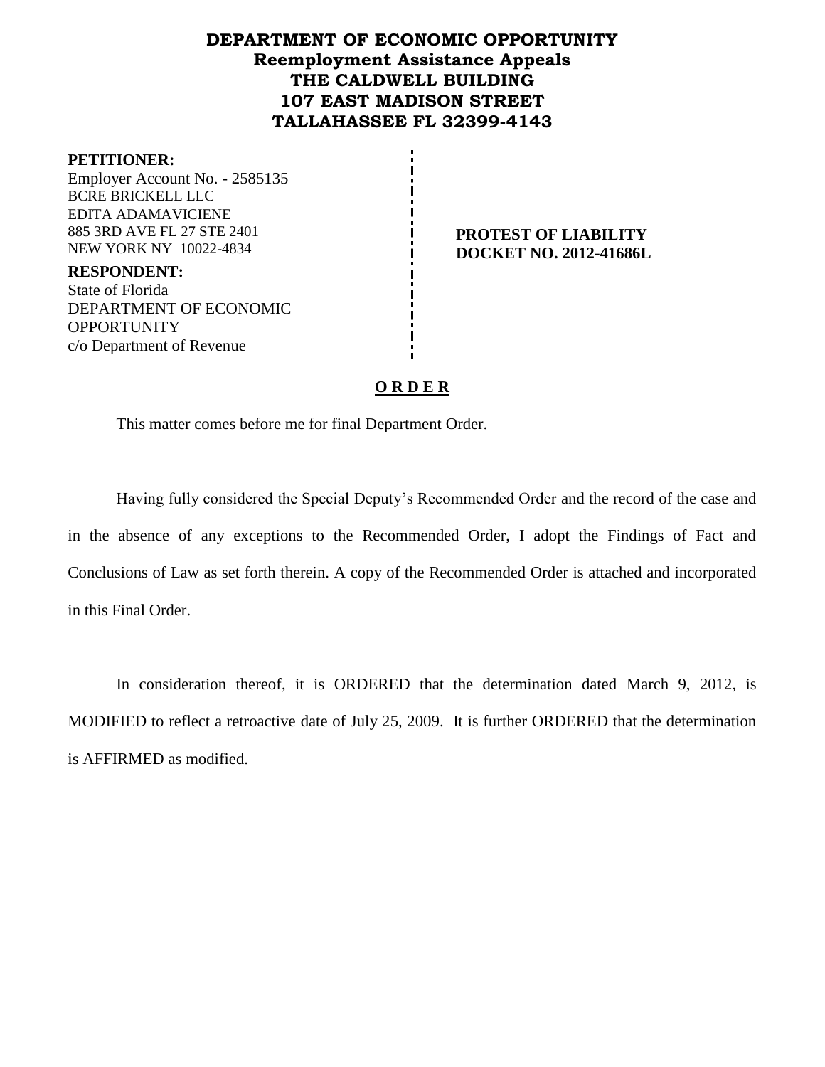# DEPARTMENT OF ECONOMIC OPPORTUNITY
## Reemployment Assistance Appeals
## THE CALDWELL BUILDING
## 107 EAST MADISON STREET
## TALLAHASSEE FL 32399-4143

**PETITIONER:**
Employer Account No. - 2585135
BCRE BRICKELL LLC
EDITA ADAMAVICIENE
885 3RD AVE FL 27 STE 2401
NEW YORK NY 10022-4834

**RESPONDENT:**
State of Florida
DEPARTMENT OF ECONOMIC OPPORTUNITY
c/o Department of Revenue

**PROTEST OF LIABILITY**
**DOCKET NO. 2012-41686L**

## O R D E R

This matter comes before me for final Department Order.

Having fully considered the Special Deputy's Recommended Order and the record of the case and in the absence of any exceptions to the Recommended Order, I adopt the Findings of Fact and Conclusions of Law as set forth therein. A copy of the Recommended Order is attached and incorporated in this Final Order.

In consideration thereof, it is ORDERED that the determination dated March 9, 2012, is MODIFIED to reflect a retroactive date of July 25, 2009. It is further ORDERED that the determination is AFFIRMED as modified.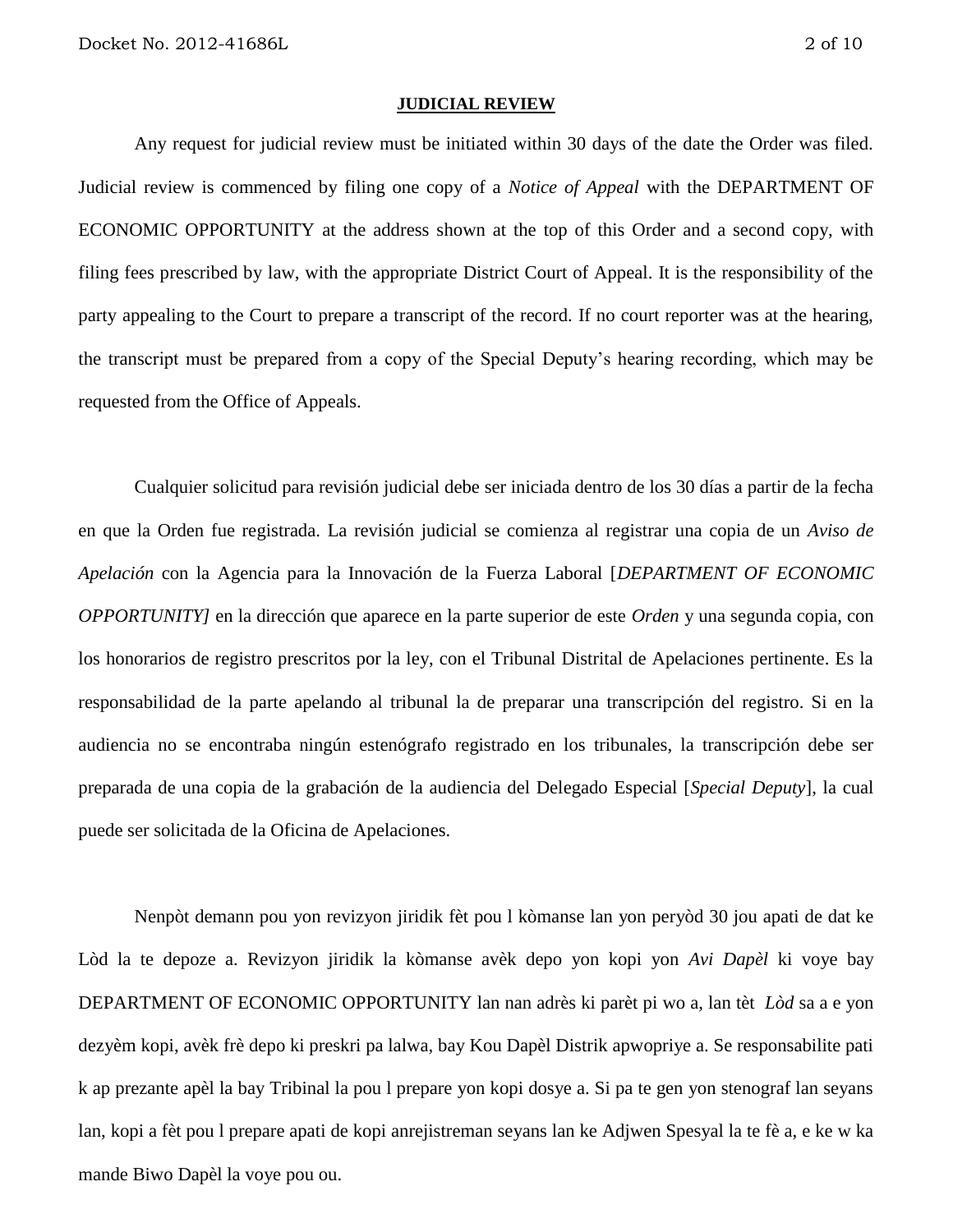**JUDICIAL REVIEW**

Any request for judicial review must be initiated within 30 days of the date the Order was filed. Judicial review is commenced by filing one copy of a *Notice of Appeal* with the DEPARTMENT OF ECONOMIC OPPORTUNITY at the address shown at the top of this Order and a second copy, with filing fees prescribed by law, with the appropriate District Court of Appeal. It is the responsibility of the party appealing to the Court to prepare a transcript of the record. If no court reporter was at the hearing, the transcript must be prepared from a copy of the Special Deputy's hearing recording, which may be requested from the Office of Appeals.

Cualquier solicitud para revisión judicial debe ser iniciada dentro de los 30 días a partir de la fecha en que la Orden fue registrada. La revisión judicial se comienza al registrar una copia de un *Aviso de Apelación* con la Agencia para la Innovación de la Fuerza Laboral [*DEPARTMENT OF ECONOMIC OPPORTUNITY]* en la dirección que aparece en la parte superior de este *Orden* y una segunda copia, con los honorarios de registro prescritos por la ley, con el Tribunal Distrital de Apelaciones pertinente. Es la responsabilidad de la parte apelando al tribunal la de preparar una transcripción del registro. Si en la audiencia no se encontraba ningún estenógrafo registrado en los tribunales, la transcripción debe ser preparada de una copia de la grabación de la audiencia del Delegado Especial [*Special Deputy*], la cual puede ser solicitada de la Oficina de Apelaciones.

Nenpòt demann pou yon revizyon jiridik fèt pou l kòmanse lan yon peryòd 30 jou apati de dat ke Lòd la te depoze a. Revizyon jiridik la kòmanse avèk depo yon kopi yon *Avi Dapèl* ki voye bay DEPARTMENT OF ECONOMIC OPPORTUNITY lan nan adrès ki parèt pi wo a, lan tèt *Lòd* sa a e yon dezyèm kopi, avèk frè depo ki preskri pa lalwa, bay Kou Dapèl Distrik apwopriye a. Se responsabilite pati k ap prezante apèl la bay Tribinal la pou l prepare yon kopi dosye a. Si pa te gen yon stenograf lan seyans lan, kopi a fèt pou l prepare apati de kopi anrejistreman seyans lan ke Adjwen Spesyal la te fè a, e ke w ka mande Biwo Dapèl la voye pou ou.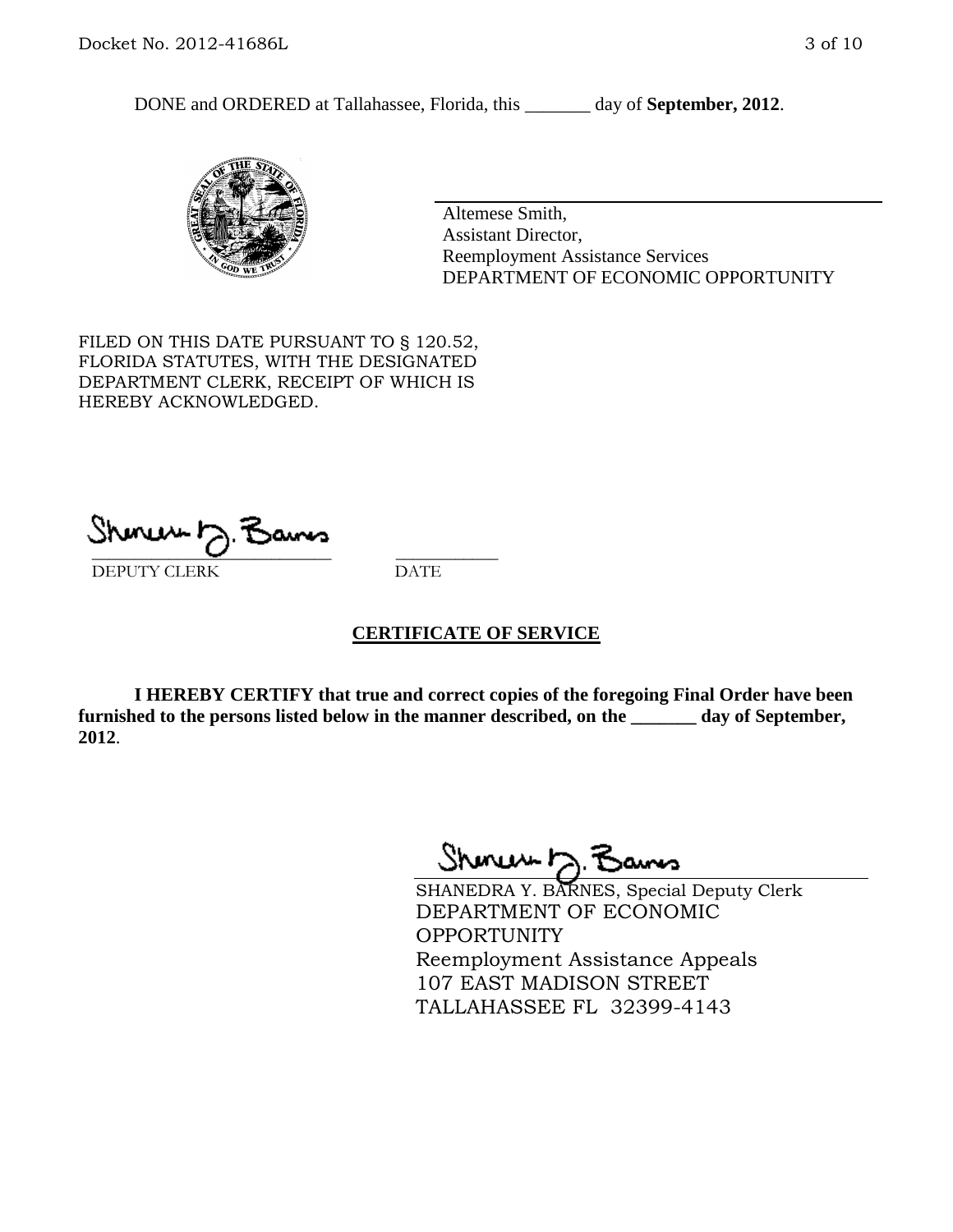DONE and ORDERED at Tallahassee, Florida, this _______ day of **September, 2012**.

Altemese Smith,
Assistant Director,
Reemployment Assistance Services
DEPARTMENT OF ECONOMIC OPPORTUNITY

FILED ON THIS DATE PURSUANT TO § 120.52, FLORIDA STATUTES, WITH THE DESIGNATED DEPARTMENT CLERK, RECEIPT OF WHICH IS HEREBY ACKNOWLEDGED.

DEPUTY CLERK DATE

## CERTIFICATE OF SERVICE

**I HEREBY CERTIFY that true and correct copies of the foregoing Final Order have been furnished to the persons listed below in the manner described, on the _______ day of September, 2012**.

SHANEDRA Y. BARNES, Special Deputy Clerk
DEPARTMENT OF ECONOMIC OPPORTUNITY
Reemployment Assistance Appeals
107 EAST MADISON STREET
TALLAHASSEE FL 32399-4143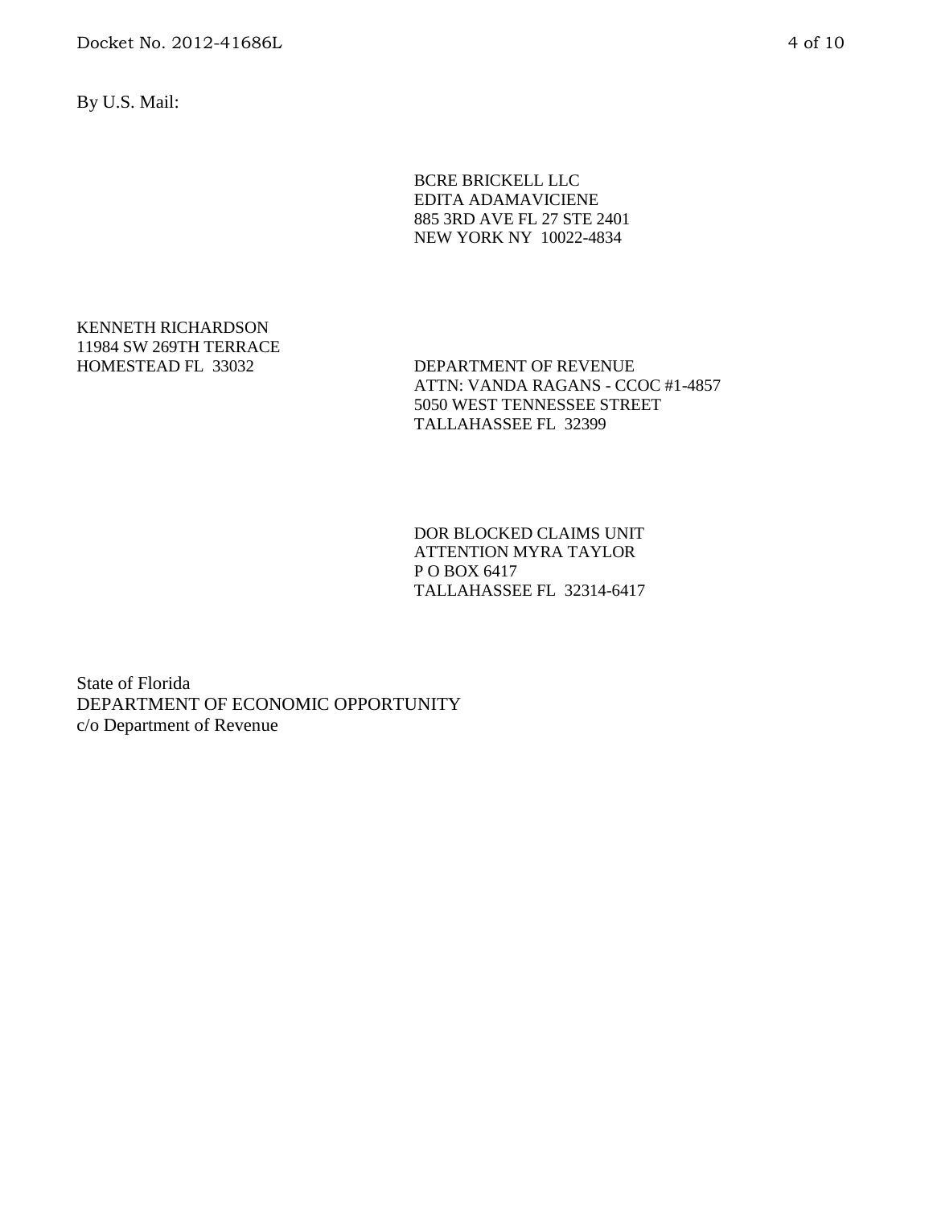By U.S. Mail:

BCRE BRICKELL LLC  
EDITA ADAMAVICIENE  
885 3RD AVE FL 27 STE 2401  
NEW YORK NY 10022-4834

KENNETH RICHARDSON  
11984 SW 269TH TERRACE  
HOMESTEAD FL 33032

DEPARTMENT OF REVENUE  
ATTN: VANDA RAGANS - CCOC #1-4857  
5050 WEST TENNESSEE STREET  
TALLAHASSEE FL 32399

DOR BLOCKED CLAIMS UNIT  
ATTENTION MYRA TAYLOR  
P O BOX 6417  
TALLAHASSEE FL 32314-6417

State of Florida  
DEPARTMENT OF ECONOMIC OPPORTUNITY  
c/o Department of Revenue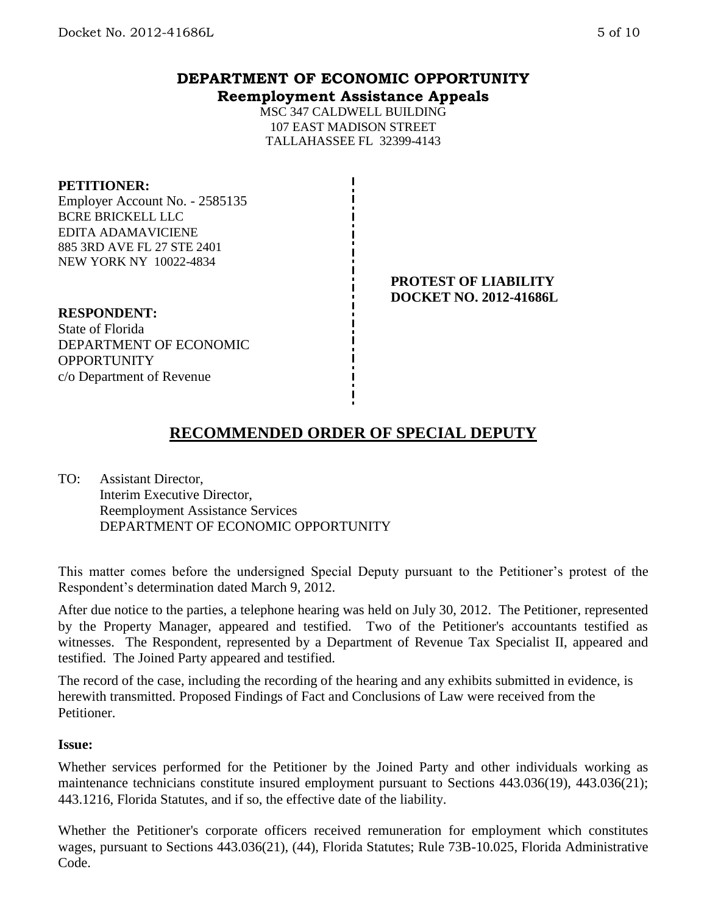# DEPARTMENT OF ECONOMIC OPPORTUNITY
## Reemployment Assistance Appeals

MSC 347 CALDWELL BUILDING
107 EAST MADISON STREET
TALLAHASSEE FL 32399-4143

**PETITIONER:**
Employer Account No. - 2585135
BCRE BRICKELL LLC
EDITA ADAMAVICIENE
885 3RD AVE FL 27 STE 2401
NEW YORK NY 10022-4834

**PROTEST OF LIABILITY**
**DOCKET NO. 2012-41686L**

**RESPONDENT:**
State of Florida
DEPARTMENT OF ECONOMIC OPPORTUNITY
c/o Department of Revenue

## RECOMMENDED ORDER OF SPECIAL DEPUTY

TO: Assistant Director,
Interim Executive Director,
Reemployment Assistance Services
DEPARTMENT OF ECONOMIC OPPORTUNITY

This matter comes before the undersigned Special Deputy pursuant to the Petitioner's protest of the Respondent's determination dated March 9, 2012.

After due notice to the parties, a telephone hearing was held on July 30, 2012. The Petitioner, represented by the Property Manager, appeared and testified. Two of the Petitioner's accountants testified as witnesses. The Respondent, represented by a Department of Revenue Tax Specialist II, appeared and testified. The Joined Party appeared and testified.

The record of the case, including the recording of the hearing and any exhibits submitted in evidence, is herewith transmitted. Proposed Findings of Fact and Conclusions of Law were received from the Petitioner.

**Issue:**

Whether services performed for the Petitioner by the Joined Party and other individuals working as maintenance technicians constitute insured employment pursuant to Sections 443.036(19), 443.036(21); 443.1216, Florida Statutes, and if so, the effective date of the liability.

Whether the Petitioner's corporate officers received remuneration for employment which constitutes wages, pursuant to Sections 443.036(21), (44), Florida Statutes; Rule 73B-10.025, Florida Administrative Code.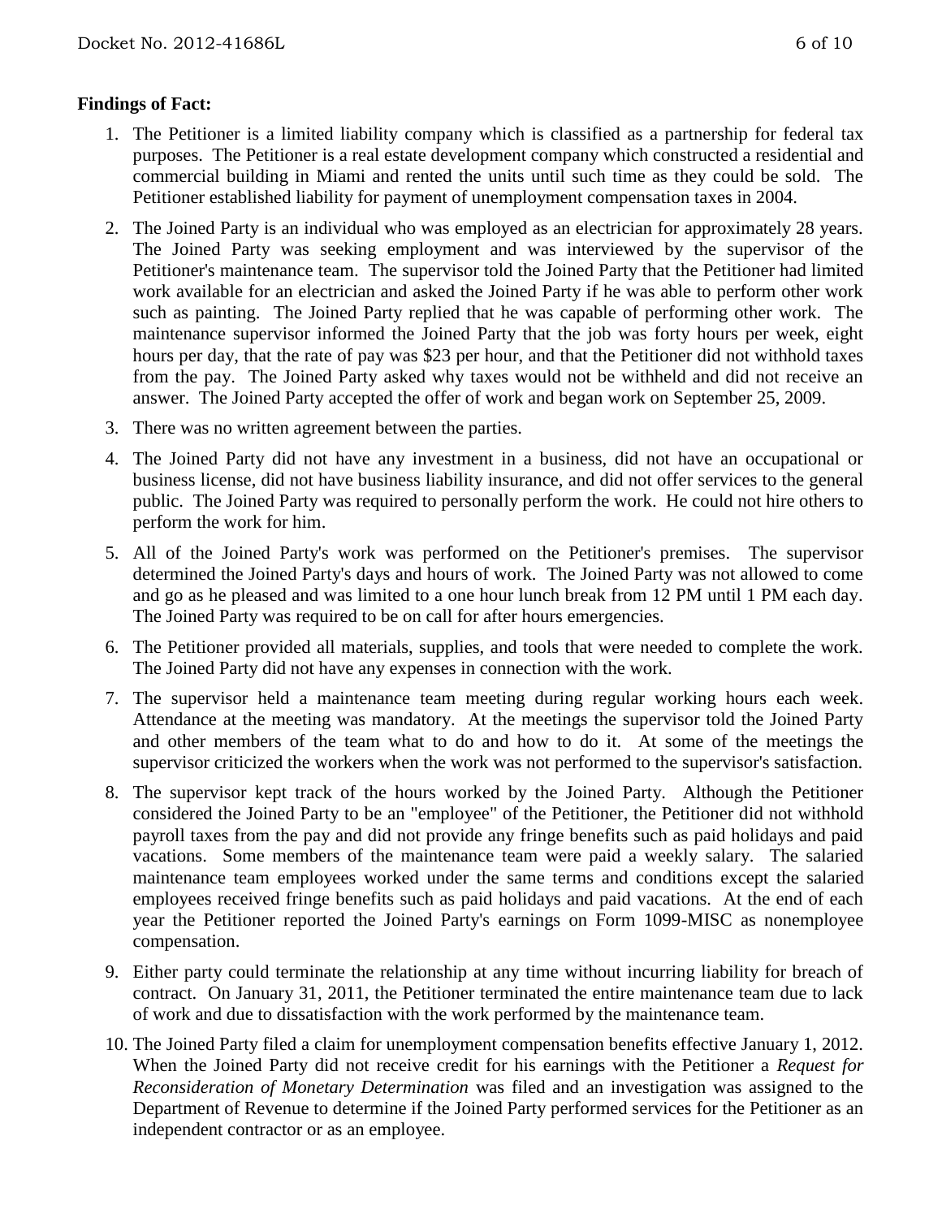**Findings of Fact:**

1. The Petitioner is a limited liability company which is classified as a partnership for federal tax purposes. The Petitioner is a real estate development company which constructed a residential and commercial building in Miami and rented the units until such time as they could be sold. The Petitioner established liability for payment of unemployment compensation taxes in 2004.

2. The Joined Party is an individual who was employed as an electrician for approximately 28 years. The Joined Party was seeking employment and was interviewed by the supervisor of the Petitioner's maintenance team. The supervisor told the Joined Party that the Petitioner had limited work available for an electrician and asked the Joined Party if he was able to perform other work such as painting. The Joined Party replied that he was capable of performing other work. The maintenance supervisor informed the Joined Party that the job was forty hours per week, eight hours per day, that the rate of pay was $23 per hour, and that the Petitioner did not withhold taxes from the pay. The Joined Party asked why taxes would not be withheld and did not receive an answer. The Joined Party accepted the offer of work and began work on September 25, 2009.

3. There was no written agreement between the parties.

4. The Joined Party did not have any investment in a business, did not have an occupational or business license, did not have business liability insurance, and did not offer services to the general public. The Joined Party was required to personally perform the work. He could not hire others to perform the work for him.

5. All of the Joined Party's work was performed on the Petitioner's premises. The supervisor determined the Joined Party's days and hours of work. The Joined Party was not allowed to come and go as he pleased and was limited to a one hour lunch break from 12 PM until 1 PM each day. The Joined Party was required to be on call for after hours emergencies.

6. The Petitioner provided all materials, supplies, and tools that were needed to complete the work. The Joined Party did not have any expenses in connection with the work.

7. The supervisor held a maintenance team meeting during regular working hours each week. Attendance at the meeting was mandatory. At the meetings the supervisor told the Joined Party and other members of the team what to do and how to do it. At some of the meetings the supervisor criticized the workers when the work was not performed to the supervisor's satisfaction.

8. The supervisor kept track of the hours worked by the Joined Party. Although the Petitioner considered the Joined Party to be an "employee" of the Petitioner, the Petitioner did not withhold payroll taxes from the pay and did not provide any fringe benefits such as paid holidays and paid vacations. Some members of the maintenance team were paid a weekly salary. The salaried maintenance team employees worked under the same terms and conditions except the salaried employees received fringe benefits such as paid holidays and paid vacations. At the end of each year the Petitioner reported the Joined Party's earnings on Form 1099-MISC as nonemployee compensation.

9. Either party could terminate the relationship at any time without incurring liability for breach of contract. On January 31, 2011, the Petitioner terminated the entire maintenance team due to lack of work and due to dissatisfaction with the work performed by the maintenance team.

10. The Joined Party filed a claim for unemployment compensation benefits effective January 1, 2012. When the Joined Party did not receive credit for his earnings with the Petitioner a *Request for Reconsideration of Monetary Determination* was filed and an investigation was assigned to the Department of Revenue to determine if the Joined Party performed services for the Petitioner as an independent contractor or as an employee.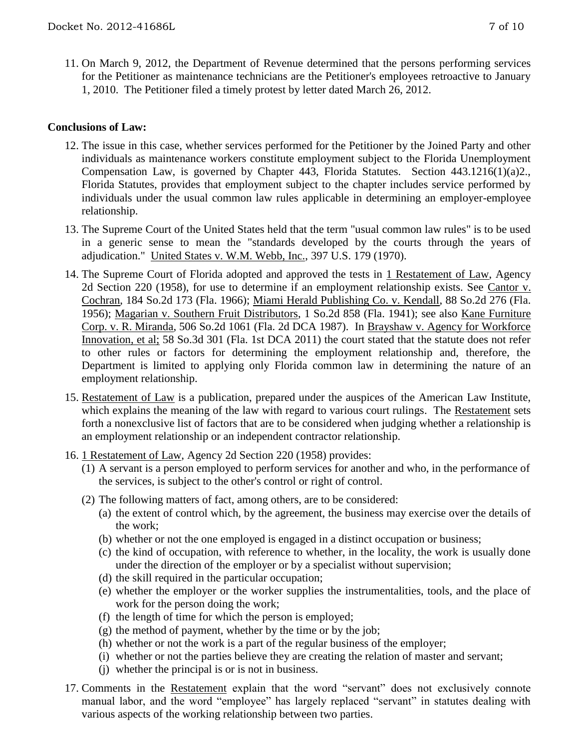11. On March 9, 2012, the Department of Revenue determined that the persons performing services for the Petitioner as maintenance technicians are the Petitioner's employees retroactive to January 1, 2010. The Petitioner filed a timely protest by letter dated March 26, 2012.

**Conclusions of Law:**

12. The issue in this case, whether services performed for the Petitioner by the Joined Party and other individuals as maintenance workers constitute employment subject to the Florida Unemployment Compensation Law, is governed by Chapter 443, Florida Statutes. Section 443.1216(1)(a)2., Florida Statutes, provides that employment subject to the chapter includes service performed by individuals under the usual common law rules applicable in determining an employer-employee relationship.

13. The Supreme Court of the United States held that the term "usual common law rules" is to be used in a generic sense to mean the "standards developed by the courts through the years of adjudication." United States v. W.M. Webb, Inc., 397 U.S. 179 (1970).

14. The Supreme Court of Florida adopted and approved the tests in 1 Restatement of Law, Agency 2d Section 220 (1958), for use to determine if an employment relationship exists. See Cantor v. Cochran, 184 So.2d 173 (Fla. 1966); Miami Herald Publishing Co. v. Kendall, 88 So.2d 276 (Fla. 1956); Magarian v. Southern Fruit Distributors, 1 So.2d 858 (Fla. 1941); see also Kane Furniture Corp. v. R. Miranda, 506 So.2d 1061 (Fla. 2d DCA 1987). In Brayshaw v. Agency for Workforce Innovation, et al; 58 So.3d 301 (Fla. 1st DCA 2011) the court stated that the statute does not refer to other rules or factors for determining the employment relationship and, therefore, the Department is limited to applying only Florida common law in determining the nature of an employment relationship.

15. Restatement of Law is a publication, prepared under the auspices of the American Law Institute, which explains the meaning of the law with regard to various court rulings. The Restatement sets forth a nonexclusive list of factors that are to be considered when judging whether a relationship is an employment relationship or an independent contractor relationship.

16. 1 Restatement of Law, Agency 2d Section 220 (1958) provides:
    (1) A servant is a person employed to perform services for another and who, in the performance of the services, is subject to the other's control or right of control.
    (2) The following matters of fact, among others, are to be considered:
        (a) the extent of control which, by the agreement, the business may exercise over the details of the work;
        (b) whether or not the one employed is engaged in a distinct occupation or business;
        (c) the kind of occupation, with reference to whether, in the locality, the work is usually done under the direction of the employer or by a specialist without supervision;
        (d) the skill required in the particular occupation;
        (e) whether the employer or the worker supplies the instrumentalities, tools, and the place of work for the person doing the work;
        (f) the length of time for which the person is employed;
        (g) the method of payment, whether by the time or by the job;
        (h) whether or not the work is a part of the regular business of the employer;
        (i) whether or not the parties believe they are creating the relation of master and servant;
        (j) whether the principal is or is not in business.

17. Comments in the Restatement explain that the word "servant" does not exclusively connote manual labor, and the word "employee" has largely replaced "servant" in statutes dealing with various aspects of the working relationship between two parties.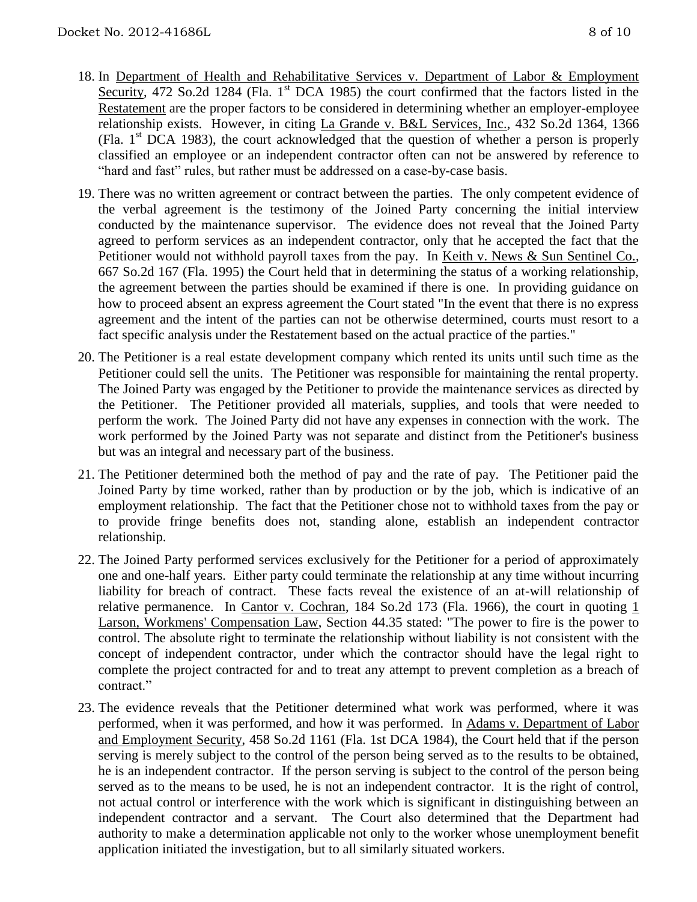18. In Department of Health and Rehabilitative Services v. Department of Labor & Employment Security, 472 So.2d 1284 (Fla. 1st DCA 1985) the court confirmed that the factors listed in the Restatement are the proper factors to be considered in determining whether an employer-employee relationship exists. However, in citing La Grande v. B&L Services, Inc., 432 So.2d 1364, 1366 (Fla. 1st DCA 1983), the court acknowledged that the question of whether a person is properly classified an employee or an independent contractor often can not be answered by reference to "hard and fast" rules, but rather must be addressed on a case-by-case basis.

19. There was no written agreement or contract between the parties. The only competent evidence of the verbal agreement is the testimony of the Joined Party concerning the initial interview conducted by the maintenance supervisor. The evidence does not reveal that the Joined Party agreed to perform services as an independent contractor, only that he accepted the fact that the Petitioner would not withhold payroll taxes from the pay. In Keith v. News & Sun Sentinel Co., 667 So.2d 167 (Fla. 1995) the Court held that in determining the status of a working relationship, the agreement between the parties should be examined if there is one. In providing guidance on how to proceed absent an express agreement the Court stated "In the event that there is no express agreement and the intent of the parties can not be otherwise determined, courts must resort to a fact specific analysis under the Restatement based on the actual practice of the parties."

20. The Petitioner is a real estate development company which rented its units until such time as the Petitioner could sell the units. The Petitioner was responsible for maintaining the rental property. The Joined Party was engaged by the Petitioner to provide the maintenance services as directed by the Petitioner. The Petitioner provided all materials, supplies, and tools that were needed to perform the work. The Joined Party did not have any expenses in connection with the work. The work performed by the Joined Party was not separate and distinct from the Petitioner's business but was an integral and necessary part of the business.

21. The Petitioner determined both the method of pay and the rate of pay. The Petitioner paid the Joined Party by time worked, rather than by production or by the job, which is indicative of an employment relationship. The fact that the Petitioner chose not to withhold taxes from the pay or to provide fringe benefits does not, standing alone, establish an independent contractor relationship.

22. The Joined Party performed services exclusively for the Petitioner for a period of approximately one and one-half years. Either party could terminate the relationship at any time without incurring liability for breach of contract. These facts reveal the existence of an at-will relationship of relative permanence. In Cantor v. Cochran, 184 So.2d 173 (Fla. 1966), the court in quoting 1 Larson, Workmens' Compensation Law, Section 44.35 stated: "The power to fire is the power to control. The absolute right to terminate the relationship without liability is not consistent with the concept of independent contractor, under which the contractor should have the legal right to complete the project contracted for and to treat any attempt to prevent completion as a breach of contract."

23. The evidence reveals that the Petitioner determined what work was performed, where it was performed, when it was performed, and how it was performed. In Adams v. Department of Labor and Employment Security, 458 So.2d 1161 (Fla. 1st DCA 1984), the Court held that if the person serving is merely subject to the control of the person being served as to the results to be obtained, he is an independent contractor. If the person serving is subject to the control of the person being served as to the means to be used, he is not an independent contractor. It is the right of control, not actual control or interference with the work which is significant in distinguishing between an independent contractor and a servant. The Court also determined that the Department had authority to make a determination applicable not only to the worker whose unemployment benefit application initiated the investigation, but to all similarly situated workers.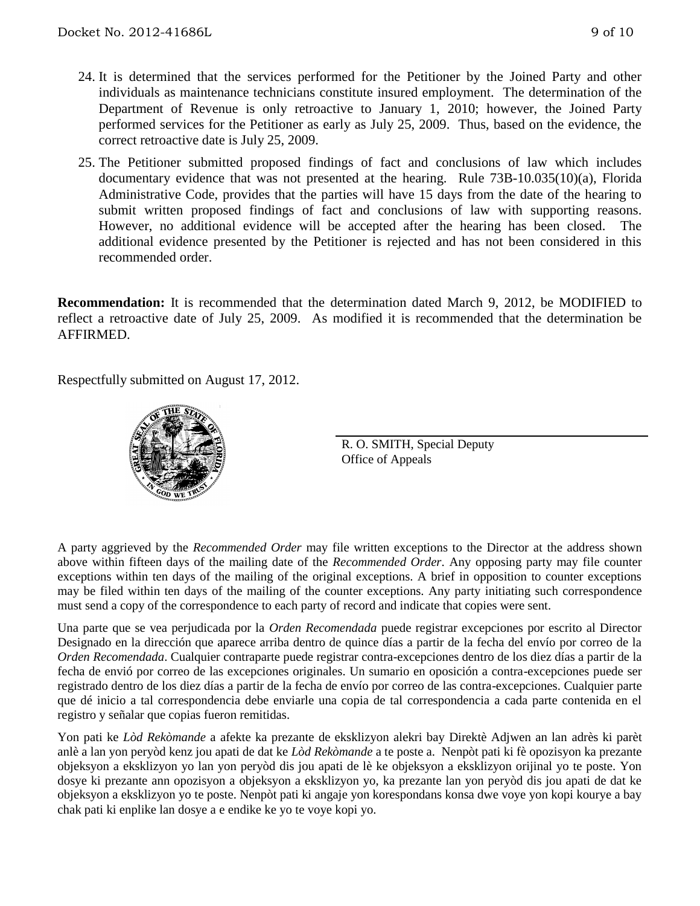24. It is determined that the services performed for the Petitioner by the Joined Party and other individuals as maintenance technicians constitute insured employment. The determination of the Department of Revenue is only retroactive to January 1, 2010; however, the Joined Party performed services for the Petitioner as early as July 25, 2009. Thus, based on the evidence, the correct retroactive date is July 25, 2009.

25. The Petitioner submitted proposed findings of fact and conclusions of law which includes documentary evidence that was not presented at the hearing. Rule 73B-10.035(10)(a), Florida Administrative Code, provides that the parties will have 15 days from the date of the hearing to submit written proposed findings of fact and conclusions of law with supporting reasons. However, no additional evidence will be accepted after the hearing has been closed. The additional evidence presented by the Petitioner is rejected and has not been considered in this recommended order.

**Recommendation:** It is recommended that the determination dated March 9, 2012, be MODIFIED to reflect a retroactive date of July 25, 2009. As modified it is recommended that the determination be AFFIRMED.

Respectfully submitted on August 17, 2012.

R. O. SMITH, Special Deputy
Office of Appeals

A party aggrieved by the *Recommended Order* may file written exceptions to the Director at the address shown above within fifteen days of the mailing date of the *Recommended Order*. Any opposing party may file counter exceptions within ten days of the mailing of the original exceptions. A brief in opposition to counter exceptions may be filed within ten days of the mailing of the counter exceptions. Any party initiating such correspondence must send a copy of the correspondence to each party of record and indicate that copies were sent.

Una parte que se vea perjudicada por la *Orden Recomendada* puede registrar excepciones por escrito al Director Designado en la dirección que aparece arriba dentro de quince días a partir de la fecha del envío por correo de la *Orden Recomendada*. Cualquier contraparte puede registrar contra-excepciones dentro de los diez días a partir de la fecha de envió por correo de las excepciones originales. Un sumario en oposición a contra-excepciones puede ser registrado dentro de los diez días a partir de la fecha de envío por correo de las contra-excepciones. Cualquier parte que dé inicio a tal correspondencia debe enviarle una copia de tal correspondencia a cada parte contenida en el registro y señalar que copias fueron remitidas.

Yon pati ke *Lòd Rekòmande* a afekte ka prezante de eksklizyon alekri bay Direktè Adjwen an lan adrès ki parèt anlè a lan yon peryòd kenz jou apati de dat ke *Lòd Rekòmande* a te poste a. Nenpòt pati ki fè opozisyon ka prezante objeksyon a eksklizyon yo lan yon peryòd dis jou apati de lè ke objeksyon a eksklizyon orijinal yo te poste. Yon dosye ki prezante ann opozisyon a objeksyon a eksklizyon yo, ka prezante lan yon peryòd dis jou apati de dat ke objeksyon a eksklizyon yo te poste. Nenpòt pati ki angaje yon korespondans konsa dwe voye yon kopi kourye a bay chak pati ki enplike lan dosye a e endike ke yo te voye kopi yo.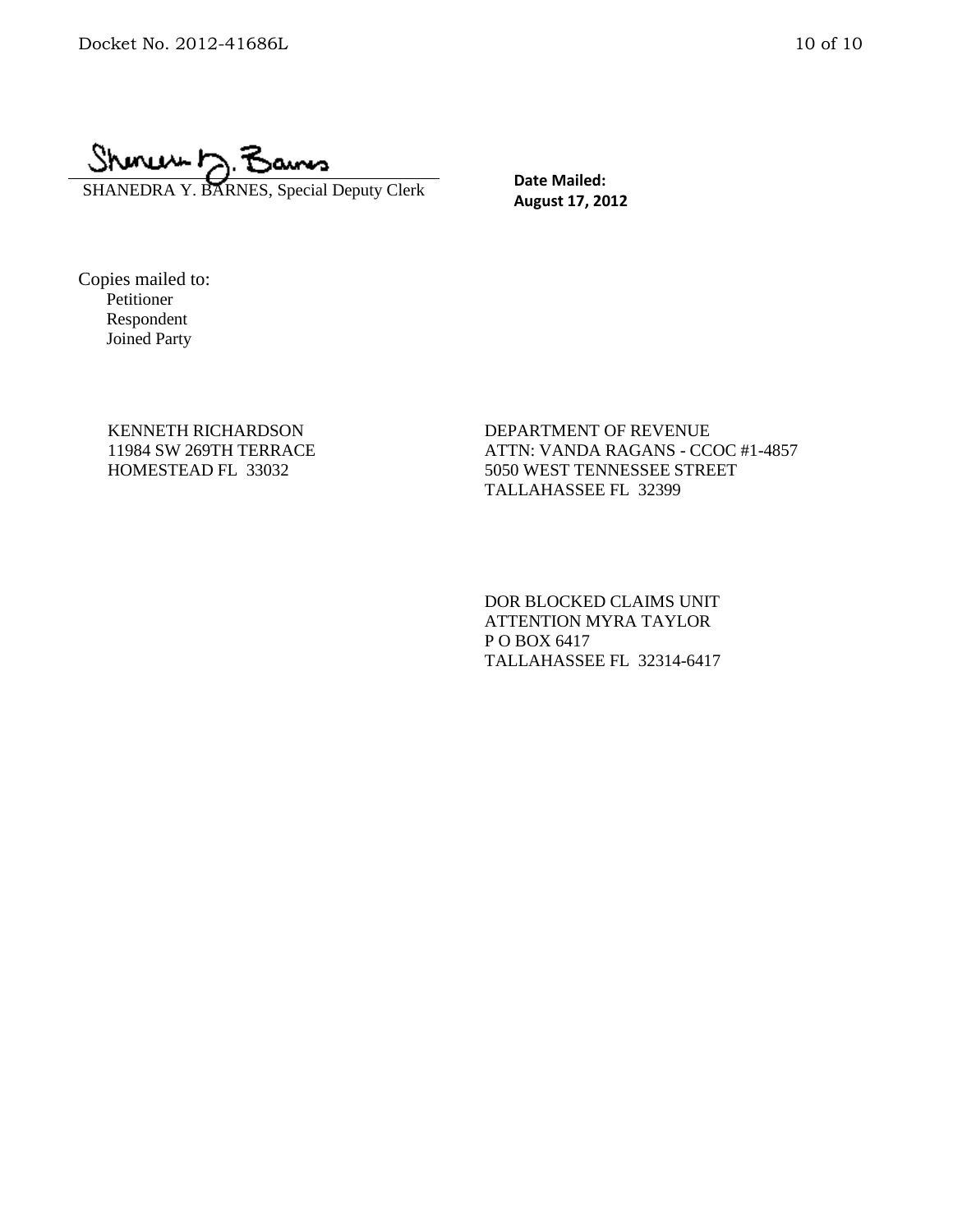SHANEDRA Y. BARNES, Special Deputy Clerk

**Date Mailed:**
**August 17, 2012**

Copies mailed to:
Petitioner
Respondent
Joined Party

KENNETH RICHARDSON
11984 SW 269TH TERRACE
HOMESTEAD FL 33032

DEPARTMENT OF REVENUE
ATTN: VANDA RAGANS - CCOC #1-4857
5050 WEST TENNESSEE STREET
TALLAHASSEE FL 32399

DOR BLOCKED CLAIMS UNIT
ATTENTION MYRA TAYLOR
P O BOX 6417
TALLAHASSEE FL 32314-6417